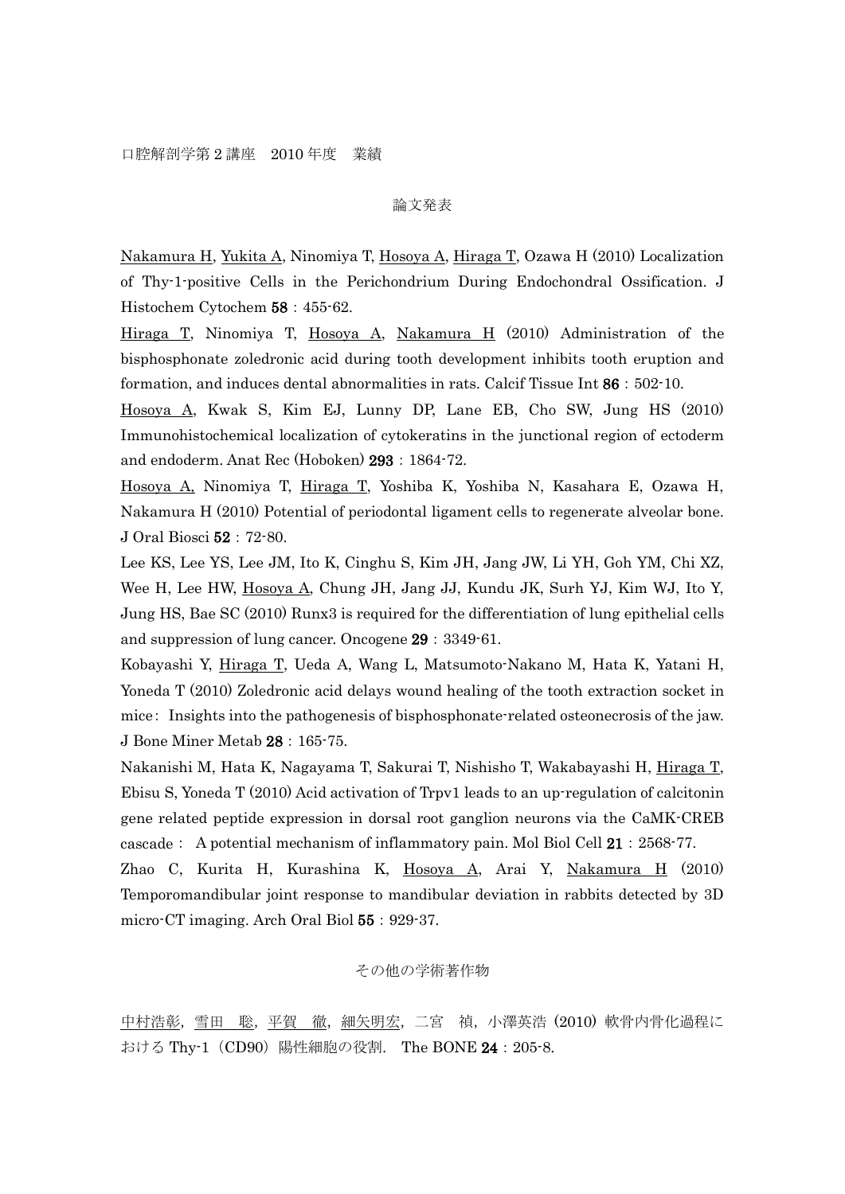口腔解剖学第2講座　2010年度　業績

## 論文発表

<u>Nakamura H</u>, <u>Yukita A</u>, Ninomiya T, <u>Hosoya A</u>, <u>Hiraga T</u>, Ozawa H (2010) Localization of Thy-1-positive Cells in the Perichondrium During Endochondral Ossification. J Histochem Cytochem **58**：455-62.

<u>Hiraga T</u>, Ninomiya T, <u>Hosoya A</u>, <u>Nakamura H</u> (2010) Administration of the bisphosphonate zoledronic acid during tooth development inhibits tooth eruption and formation, and induces dental abnormalities in rats. Calcif Tissue Int **86**：502-10.

<u>Hosoya A</u>, Kwak S, Kim EJ, Lunny DP, Lane EB, Cho SW, Jung HS (2010) Immunohistochemical localization of cytokeratins in the junctional region of ectoderm and endoderm. Anat Rec (Hoboken) **293**：1864-72.

<u>Hosoya A,</u> Ninomiya T, <u>Hiraga T</u>, Yoshiba K, Yoshiba N, Kasahara E, Ozawa H, Nakamura H (2010) Potential of periodontal ligament cells to regenerate alveolar bone. J Oral Biosci **52**：72-80.

Lee KS, Lee YS, Lee JM, Ito K, Cinghu S, Kim JH, Jang JW, Li YH, Goh YM, Chi XZ, Wee H, Lee HW, <u>Hosoya A</u>, Chung JH, Jang JJ, Kundu JK, Surh YJ, Kim WJ, Ito Y, Jung HS, Bae SC (2010) Runx3 is required for the differentiation of lung epithelial cells and suppression of lung cancer. Oncogene **29**：3349-61.

Kobayashi Y, <u>Hiraga T</u>, Ueda A, Wang L, Matsumoto-Nakano M, Hata K, Yatani H, Yoneda T (2010) Zoledronic acid delays wound healing of the tooth extraction socket in mice：Insights into the pathogenesis of bisphosphonate-related osteonecrosis of the jaw. J Bone Miner Metab **28**：165-75.

Nakanishi M, Hata K, Nagayama T, Sakurai T, Nishisho T, Wakabayashi H, <u>Hiraga T</u>, Ebisu S, Yoneda T (2010) Acid activation of Trpv1 leads to an up-regulation of calcitonin gene related peptide expression in dorsal root ganglion neurons via the CaMK-CREB cascade： A potential mechanism of inflammatory pain. Mol Biol Cell **21**：2568-77.

Zhao C, Kurita H, Kurashina K, <u>Hosoya A</u>, Arai Y, <u>Nakamura H</u> (2010) Temporomandibular joint response to mandibular deviation in rabbits detected by 3D micro-CT imaging. Arch Oral Biol **55**：929-37.

## その他の学術著作物

<u>中村浩彰</u>，<u>雪田　聡</u>，<u>平賀　徹</u>，<u>細矢明宏</u>，二宮　禎，小澤英浩 (2010) 軟骨内骨化過程における Thy-1（CD90）陽性細胞の役割．The BONE **24**：205-8.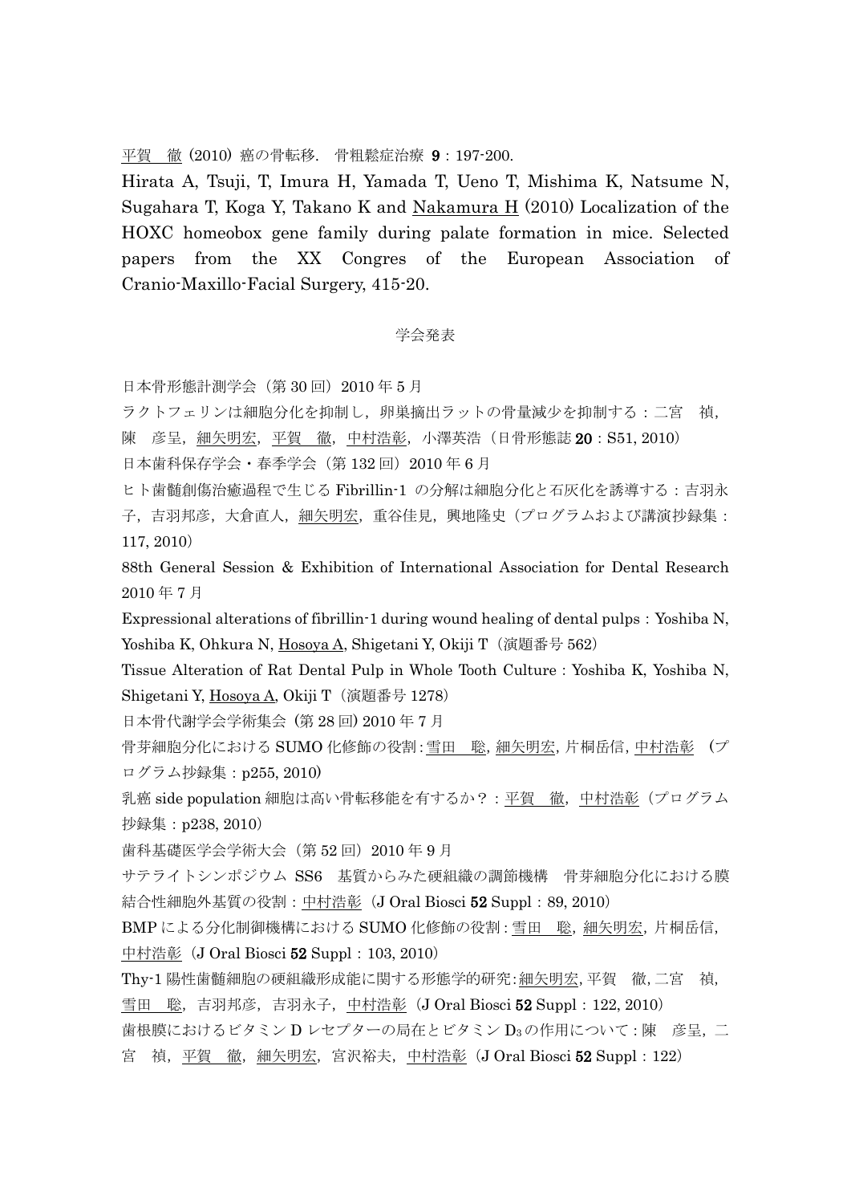平賀 徹 (2010) 癌の骨転移．骨粗鬆症治療 **9**：197-200.

Hirata A, Tsuji, T, Imura H, Yamada T, Ueno T, Mishima K, Natsume N, Sugahara T, Koga Y, Takano K and Nakamura H (2010) Localization of the HOXC homeobox gene family during palate formation in mice. Selected papers from the XX Congres of the European Association of Cranio-Maxillo-Facial Surgery, 415-20.

## 学会発表

日本骨形態計測学会（第 30 回）2010 年 5 月

ラクトフェリンは細胞分化を抑制し，卵巣摘出ラットの骨量減少を抑制する：二宮 禎，陳 彦呈，細矢明宏，平賀 徹，中村浩彰，小澤英浩（日骨形態誌 **20**：S51, 2010）

日本歯科保存学会・春季学会（第 132 回）2010 年 6 月

ヒト歯髄創傷治癒過程で生じる Fibrillin-1 の分解は細胞分化と石灰化を誘導する：吉羽永子，吉羽邦彦，大倉直人，細矢明宏，重谷佳見，興地隆史（プログラムおよび講演抄録集：117, 2010）

88th General Session & Exhibition of International Association for Dental Research 2010 年 7 月

Expressional alterations of fibrillin-1 during wound healing of dental pulps：Yoshiba N, Yoshiba K, Ohkura N, Hosoya A, Shigetani Y, Okiji T（演題番号 562）

Tissue Alteration of Rat Dental Pulp in Whole Tooth Culture：Yoshiba K, Yoshiba N, Shigetani Y, Hosoya A, Okiji T（演題番号 1278）

日本骨代謝学会学術集会 (第 28 回) 2010 年 7 月

骨芽細胞分化における SUMO 化修飾の役割：雪田 聡，細矢明宏，片桐岳信，中村浩彰 （プログラム抄録集：p255, 2010）

乳癌 side population 細胞は高い骨転移能を有するか？：平賀 徹，中村浩彰（プログラム抄録集：p238, 2010）

歯科基礎医学会学術大会（第 52 回）2010 年 9 月

サテライトシンポジウム SS6 基質からみた硬組織の調節機構 骨芽細胞分化における膜結合性細胞外基質の役割：中村浩彰（J Oral Biosci **52** Suppl：89, 2010）

BMP による分化制御機構における SUMO 化修飾の役割：雪田 聡，細矢明宏，片桐岳信，中村浩彰（J Oral Biosci **52** Suppl：103, 2010）

Thy-1 陽性歯髄細胞の硬組織形成能に関する形態学的研究：細矢明宏，平賀 徹，二宮 禎，雪田 聡，吉羽邦彦，吉羽永子，中村浩彰（J Oral Biosci **52** Suppl：122, 2010）

歯根膜におけるビタミン D レセプターの局在とビタミン $D_3$ の作用について：陳 彦呈，二宮 禎，平賀 徹，細矢明宏，宮沢裕夫，中村浩彰（J Oral Biosci **52** Suppl：122）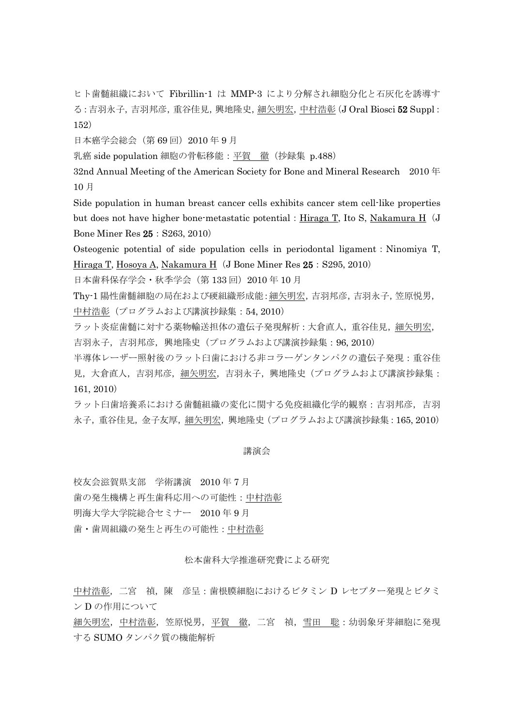ヒト歯髄組織において Fibrillin-1 は MMP-3 により分解され細胞分化と石灰化を誘導する：吉羽永子, 吉羽邦彦, 重谷佳見, 興地隆史, <u>細矢明宏</u>, <u>中村浩彰</u>（J Oral Biosci **52** Suppl : 152）

日本癌学会総会（第 69 回）2010 年 9 月

乳癌 side population 細胞の骨転移能：<u>平賀　徹</u>（抄録集 p.488）

32nd Annual Meeting of the American Society for Bone and Mineral Research　2010 年 10 月

Side population in human breast cancer cells exhibits cancer stem cell-like properties but does not have higher bone-metastatic potential : <u>Hiraga T</u>, Ito S, <u>Nakamura H</u>（J Bone Miner Res **25** : S263, 2010）

Osteogenic potential of side population cells in periodontal ligament : Ninomiya T, <u>Hiraga T</u>, <u>Hosoya A</u>, <u>Nakamura H</u>（J Bone Miner Res **25** : S295, 2010）

日本歯科保存学会・秋季学会（第 133 回）2010 年 10 月

Thy-1 陽性歯髄細胞の局在および硬組織形成能：<u>細矢明宏</u>, 吉羽邦彦, 吉羽永子, 笠原悦男, <u>中村浩彰</u>（プログラムおよび講演抄録集：54, 2010）

ラット炎症歯髄に対する薬物輸送担体の遺伝子発現解析：大倉直人, 重谷佳見, <u>細矢明宏</u>, 吉羽永子, 吉羽邦彦, 興地隆史（プログラムおよび講演抄録集：96, 2010）

半導体レーザー照射後のラット臼歯における非コラーゲンタンパクの遺伝子発現：重谷佳見, 大倉直人, 吉羽邦彦, <u>細矢明宏</u>, 吉羽永子, 興地隆史（プログラムおよび講演抄録集：161, 2010）

ラット臼歯培養系における歯髄組織の変化に関する免疫組織化学的観察：吉羽邦彦, 吉羽永子, 重谷佳見, 金子友厚, <u>細矢明宏</u>, 興地隆史（プログラムおよび講演抄録集：165, 2010）

## 講演会

校友会滋賀県支部　学術講演　2010 年 7 月

歯の発生機構と再生歯科応用への可能性：<u>中村浩彰</u>

明海大学大学院総合セミナー　2010 年 9 月

歯・歯周組織の発生と再生の可能性：<u>中村浩彰</u>

## 松本歯科大学推進研究費による研究

<u>中村浩彰</u>, 二宮　禎, 陳　彦呈：歯根膜細胞におけるビタミン D レセプター発現とビタミン D の作用について

<u>細矢明宏</u>, <u>中村浩彰</u>, 笠原悦男, <u>平賀　徹</u>, 二宮　禎, <u>雪田　聡</u>：幼弱象牙芽細胞に発現する SUMO タンパク質の機能解析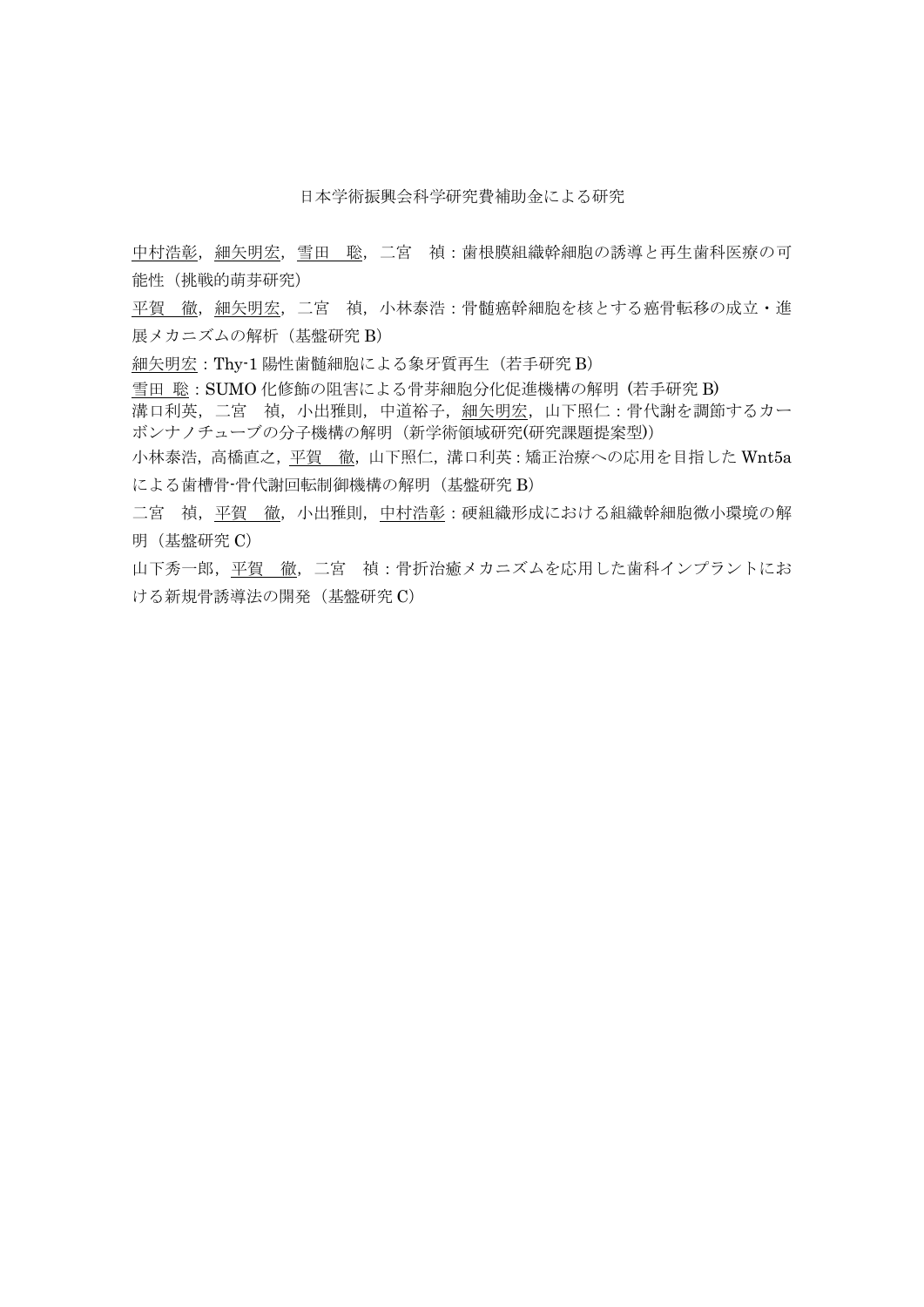日本学術振興会科学研究費補助金による研究

中村浩彰，細矢明宏，雪田　聡，二宮　禎：歯根膜組織幹細胞の誘導と再生歯科医療の可能性（挑戦的萌芽研究）

平賀　徹，細矢明宏，二宮　禎，小林泰浩：骨髄癌幹細胞を核とする癌骨転移の成立・進展メカニズムの解析（基盤研究 B）

細矢明宏：Thy-1 陽性歯髄細胞による象牙質再生（若手研究 B）

雪田 聡：SUMO 化修飾の阻害による骨芽細胞分化促進機構の解明（若手研究 B）

溝口利英，二宮　禎，小出雅則，中道裕子，細矢明宏，山下照仁：骨代謝を調節するカーボンナノチューブの分子機構の解明（新学術領域研究(研究課題提案型)）

小林泰浩，高橋直之，平賀　徹，山下照仁，溝口利英：矯正治療への応用を目指した Wnt5a による歯槽骨-骨代謝回転制御機構の解明（基盤研究 B）

二宮　禎，平賀　徹，小出雅則，中村浩彰：硬組織形成における組織幹細胞微小環境の解明（基盤研究 C）

山下秀一郎，平賀　徹，二宮　禎：骨折治癒メカニズムを応用した歯科インプラントにおける新規骨誘導法の開発（基盤研究 C）